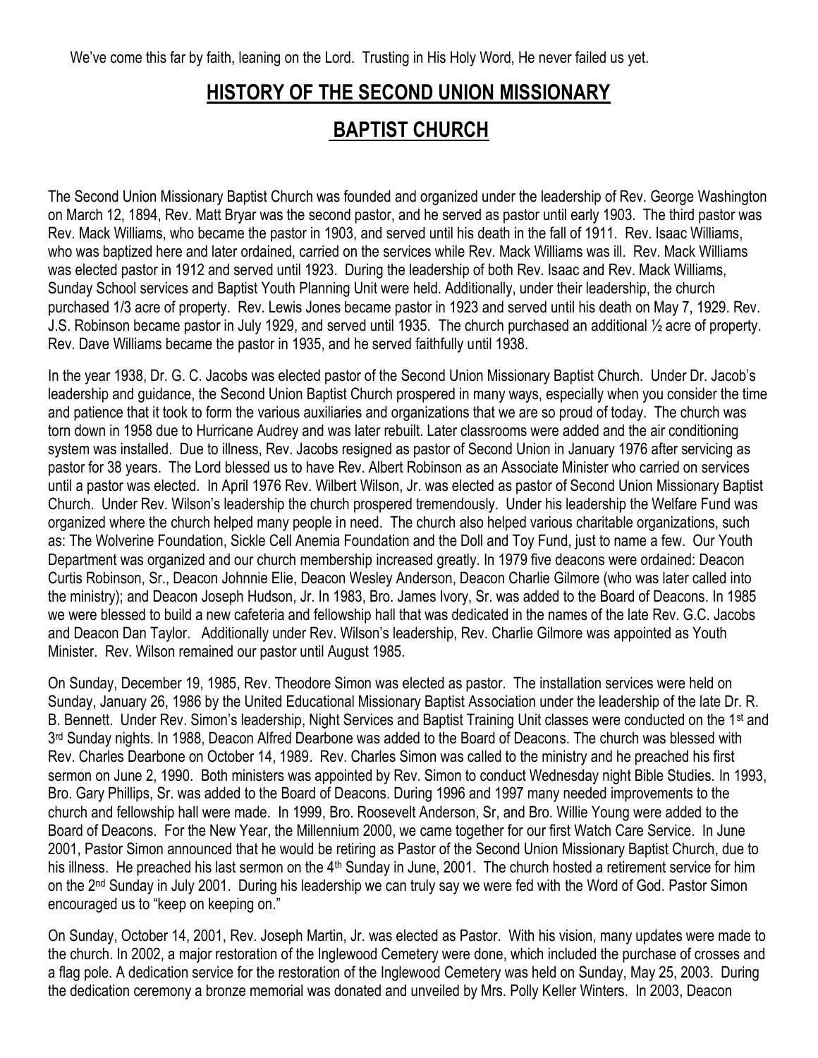We've come this far by faith, leaning on the Lord. Trusting in His Holy Word, He never failed us yet.

# HISTORY OF THE SECOND UNION MISSIONARY BAPTIST CHURCH

The Second Union Missionary Baptist Church was founded and organized under the leadership of Rev. George Washington on March 12, 1894, Rev. Matt Bryar was the second pastor, and he served as pastor until early 1903. The third pastor was Rev. Mack Williams, who became the pastor in 1903, and served until his death in the fall of 1911. Rev. Isaac Williams, who was baptized here and later ordained, carried on the services while Rev. Mack Williams was ill. Rev. Mack Williams was elected pastor in 1912 and served until 1923. During the leadership of both Rev. Isaac and Rev. Mack Williams, Sunday School services and Baptist Youth Planning Unit were held. Additionally, under their leadership, the church purchased 1/3 acre of property. Rev. Lewis Jones became pastor in 1923 and served until his death on May 7, 1929. Rev. J.S. Robinson became pastor in July 1929, and served until 1935. The church purchased an additional ½ acre of property. Rev. Dave Williams became the pastor in 1935, and he served faithfully until 1938.

In the year 1938, Dr. G. C. Jacobs was elected pastor of the Second Union Missionary Baptist Church. Under Dr. Jacob's leadership and guidance, the Second Union Baptist Church prospered in many ways, especially when you consider the time and patience that it took to form the various auxiliaries and organizations that we are so proud of today. The church was torn down in 1958 due to Hurricane Audrey and was later rebuilt. Later classrooms were added and the air conditioning system was installed. Due to illness, Rev. Jacobs resigned as pastor of Second Union in January 1976 after servicing as pastor for 38 years. The Lord blessed us to have Rev. Albert Robinson as an Associate Minister who carried on services until a pastor was elected. In April 1976 Rev. Wilbert Wilson, Jr. was elected as pastor of Second Union Missionary Baptist Church. Under Rev. Wilson's leadership the church prospered tremendously. Under his leadership the Welfare Fund was organized where the church helped many people in need. The church also helped various charitable organizations, such as: The Wolverine Foundation, Sickle Cell Anemia Foundation and the Doll and Toy Fund, just to name a few. Our Youth Department was organized and our church membership increased greatly. In 1979 five deacons were ordained: Deacon Curtis Robinson, Sr., Deacon Johnnie Elie, Deacon Wesley Anderson, Deacon Charlie Gilmore (who was later called into the ministry); and Deacon Joseph Hudson, Jr. In 1983, Bro. James Ivory, Sr. was added to the Board of Deacons. In 1985 we were blessed to build a new cafeteria and fellowship hall that was dedicated in the names of the late Rev. G.C. Jacobs and Deacon Dan Taylor. Additionally under Rev. Wilson's leadership, Rev. Charlie Gilmore was appointed as Youth Minister. Rev. Wilson remained our pastor until August 1985.

On Sunday, December 19, 1985, Rev. Theodore Simon was elected as pastor. The installation services were held on Sunday, January 26, 1986 by the United Educational Missionary Baptist Association under the leadership of the late Dr. R. B. Bennett. Under Rev. Simon's leadership, Night Services and Baptist Training Unit classes were conducted on the 1st and 3rd Sunday nights. In 1988, Deacon Alfred Dearbone was added to the Board of Deacons. The church was blessed with Rev. Charles Dearbone on October 14, 1989. Rev. Charles Simon was called to the ministry and he preached his first sermon on June 2, 1990. Both ministers was appointed by Rev. Simon to conduct Wednesday night Bible Studies. In 1993, Bro. Gary Phillips, Sr. was added to the Board of Deacons. During 1996 and 1997 many needed improvements to the church and fellowship hall were made. In 1999, Bro. Roosevelt Anderson, Sr, and Bro. Willie Young were added to the Board of Deacons. For the New Year, the Millennium 2000, we came together for our first Watch Care Service. In June 2001, Pastor Simon announced that he would be retiring as Pastor of the Second Union Missionary Baptist Church, due to his illness. He preached his last sermon on the 4th Sunday in June, 2001. The church hosted a retirement service for him on the 2nd Sunday in July 2001. During his leadership we can truly say we were fed with the Word of God. Pastor Simon encouraged us to "keep on keeping on."

On Sunday, October 14, 2001, Rev. Joseph Martin, Jr. was elected as Pastor. With his vision, many updates were made to the church. In 2002, a major restoration of the Inglewood Cemetery were done, which included the purchase of crosses and a flag pole. A dedication service for the restoration of the Inglewood Cemetery was held on Sunday, May 25, 2003. During the dedication ceremony a bronze memorial was donated and unveiled by Mrs. Polly Keller Winters. In 2003, Deacon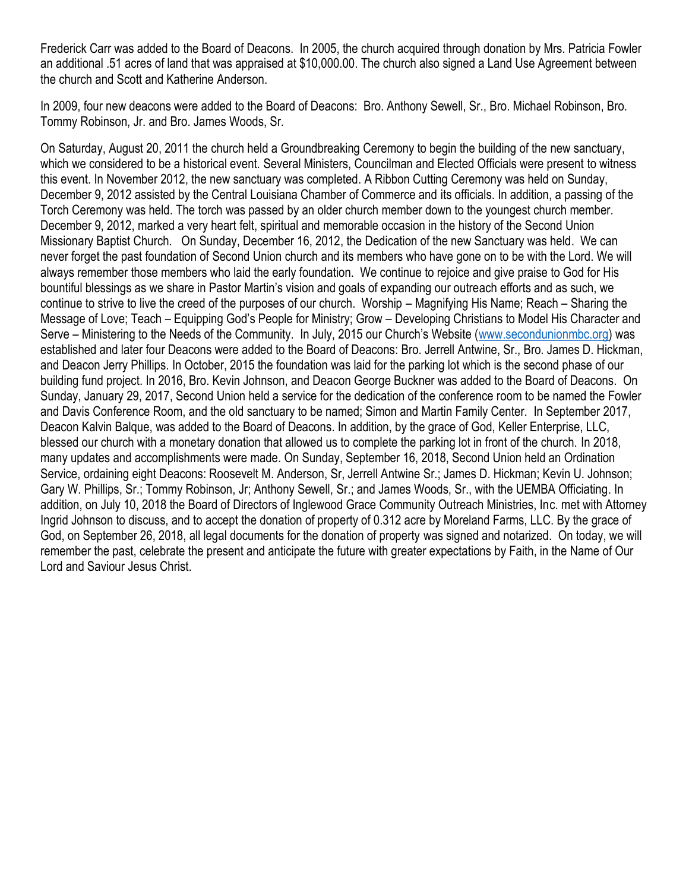Frederick Carr was added to the Board of Deacons. In 2005, the church acquired through donation by Mrs. Patricia Fowler an additional .51 acres of land that was appraised at $10,000.00. The church also signed a Land Use Agreement between the church and Scott and Katherine Anderson.

In 2009, four new deacons were added to the Board of Deacons: Bro. Anthony Sewell, Sr., Bro. Michael Robinson, Bro. Tommy Robinson, Jr. and Bro. James Woods, Sr.

On Saturday, August 20, 2011 the church held a Groundbreaking Ceremony to begin the building of the new sanctuary, which we considered to be a historical event. Several Ministers, Councilman and Elected Officials were present to witness this event. In November 2012, the new sanctuary was completed. A Ribbon Cutting Ceremony was held on Sunday, December 9, 2012 assisted by the Central Louisiana Chamber of Commerce and its officials. In addition, a passing of the Torch Ceremony was held. The torch was passed by an older church member down to the youngest church member. December 9, 2012, marked a very heart felt, spiritual and memorable occasion in the history of the Second Union Missionary Baptist Church. On Sunday, December 16, 2012, the Dedication of the new Sanctuary was held. We can never forget the past foundation of Second Union church and its members who have gone on to be with the Lord. We will always remember those members who laid the early foundation. We continue to rejoice and give praise to God for His bountiful blessings as we share in Pastor Martin's vision and goals of expanding our outreach efforts and as such, we continue to strive to live the creed of the purposes of our church. Worship – Magnifying His Name; Reach – Sharing the Message of Love; Teach – Equipping God's People for Ministry; Grow – Developing Christians to Model His Character and Serve – Ministering to the Needs of the Community. In July, 2015 our Church's Website ([www.secondunionmbc.org](http://www.secondunionmbc.org)) was established and later four Deacons were added to the Board of Deacons: Bro. Jerrell Antwine, Sr., Bro. James D. Hickman, and Deacon Jerry Phillips. In October, 2015 the foundation was laid for the parking lot which is the second phase of our building fund project. In 2016, Bro. Kevin Johnson, and Deacon George Buckner was added to the Board of Deacons. On Sunday, January 29, 2017, Second Union held a service for the dedication of the conference room to be named the Fowler and Davis Conference Room, and the old sanctuary to be named; Simon and Martin Family Center. In September 2017, Deacon Kalvin Balque, was added to the Board of Deacons. In addition, by the grace of God, Keller Enterprise, LLC, blessed our church with a monetary donation that allowed us to complete the parking lot in front of the church. In 2018, many updates and accomplishments were made. On Sunday, September 16, 2018, Second Union held an Ordination Service, ordaining eight Deacons: Roosevelt M. Anderson, Sr, Jerrell Antwine Sr.; James D. Hickman; Kevin U. Johnson; Gary W. Phillips, Sr.; Tommy Robinson, Jr; Anthony Sewell, Sr.; and James Woods, Sr., with the UEMBA Officiating. In addition, on July 10, 2018 the Board of Directors of Inglewood Grace Community Outreach Ministries, Inc. met with Attorney Ingrid Johnson to discuss, and to accept the donation of property of 0.312 acre by Moreland Farms, LLC. By the grace of God, on September 26, 2018, all legal documents for the donation of property was signed and notarized. On today, we will remember the past, celebrate the present and anticipate the future with greater expectations by Faith, in the Name of Our Lord and Saviour Jesus Christ.